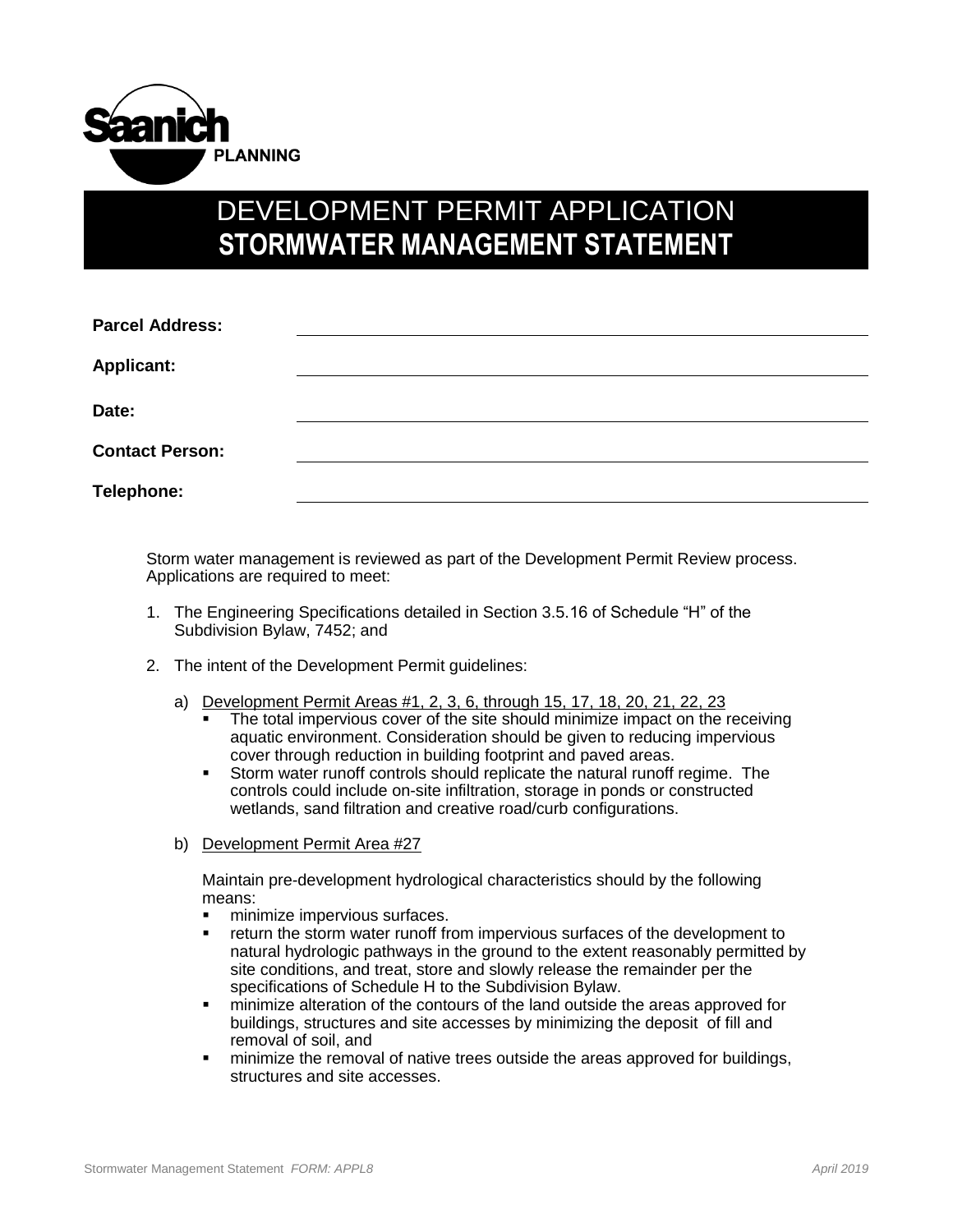Saanich PLANNING

# DEVELOPMENT PERMIT APPLICATION
# STORMWATER MANAGEMENT STATEMENT

**Parcel Address:** ______________________________

**Applicant:** ______________________________

**Date:** ______________________________

**Contact Person:** ______________________________

**Telephone:** ______________________________

Storm water management is reviewed as part of the Development Permit Review process. Applications are required to meet:

1. The Engineering Specifications detailed in Section 3.5.16 of Schedule "H" of the Subdivision Bylaw, 7452; and

2. The intent of the Development Permit guidelines:

   a) <u>Development Permit Areas #1, 2, 3, 6, through 15, 17, 18, 20, 21, 22, 23</u>
      - The total impervious cover of the site should minimize impact on the receiving aquatic environment. Consideration should be given to reducing impervious cover through reduction in building footprint and paved areas.
      - Storm water runoff controls should replicate the natural runoff regime. The controls could include on-site infiltration, storage in ponds or constructed wetlands, sand filtration and creative road/curb configurations.

   b) <u>Development Permit Area #27</u>

      Maintain pre-development hydrological characteristics should by the following means:
      - minimize impervious surfaces.
      - return the storm water runoff from impervious surfaces of the development to natural hydrologic pathways in the ground to the extent reasonably permitted by site conditions, and treat, store and slowly release the remainder per the specifications of Schedule H to the Subdivision Bylaw.
      - minimize alteration of the contours of the land outside the areas approved for buildings, structures and site accesses by minimizing the deposit of fill and removal of soil, and
      - minimize the removal of native trees outside the areas approved for buildings, structures and site accesses.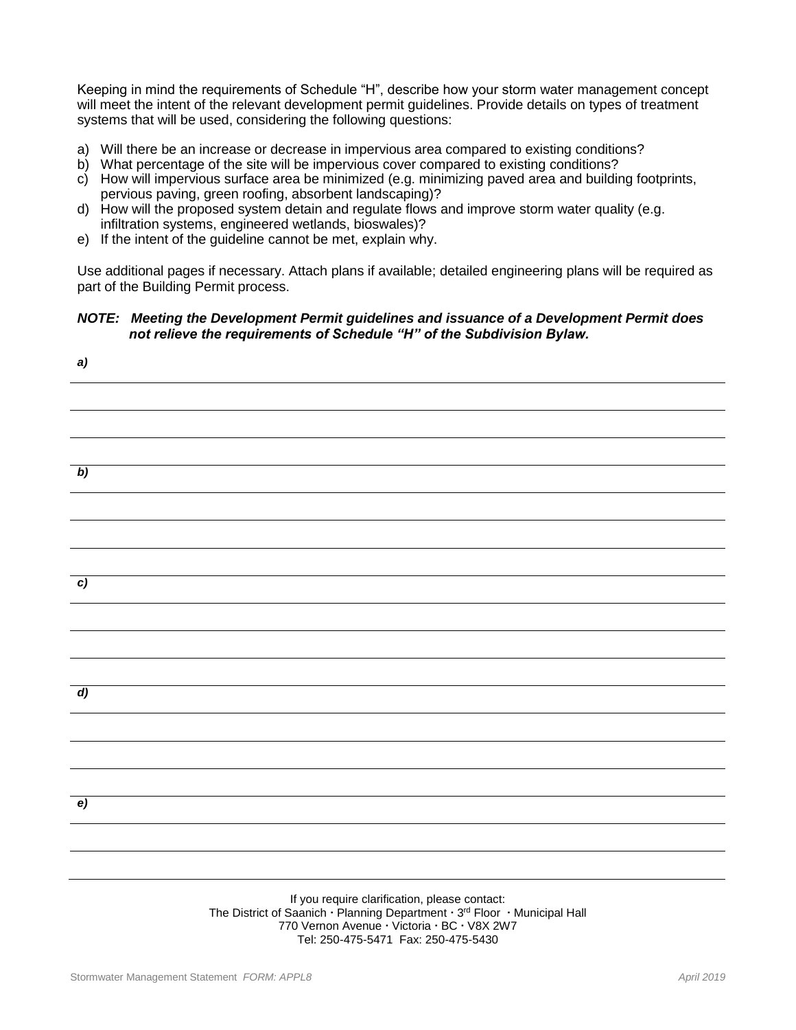Keeping in mind the requirements of Schedule "H", describe how your storm water management concept will meet the intent of the relevant development permit guidelines. Provide details on types of treatment systems that will be used, considering the following questions:

a) Will there be an increase or decrease in impervious area compared to existing conditions?
b) What percentage of the site will be impervious cover compared to existing conditions?
c) How will impervious surface area be minimized (e.g. minimizing paved area and building footprints, pervious paving, green roofing, absorbent landscaping)?
d) How will the proposed system detain and regulate flows and improve storm water quality (e.g. infiltration systems, engineered wetlands, bioswales)?
e) If the intent of the guideline cannot be met, explain why.

Use additional pages if necessary. Attach plans if available; detailed engineering plans will be required as part of the Building Permit process.

***NOTE: Meeting the Development Permit guidelines and issuance of a Development Permit does not relieve the requirements of Schedule "H" of the Subdivision Bylaw.***

***a)***

______________________________________________________________________________

______________________________________________________________________________

______________________________________________________________________________

***b)***

______________________________________________________________________________

______________________________________________________________________________

______________________________________________________________________________

***c)***

______________________________________________________________________________

______________________________________________________________________________

______________________________________________________________________________

***d)***

______________________________________________________________________________

______________________________________________________________________________

______________________________________________________________________________

***e)***

______________________________________________________________________________

______________________________________________________________________________

______________________________________________________________________________

If you require clarification, please contact:
The District of Saanich · Planning Department · 3rd Floor · Municipal Hall
770 Vernon Avenue · Victoria · BC · V8X 2W7
Tel: 250-475-5471 Fax: 250-475-5430

Stormwater Management Statement *FORM: APPL8* *April 2019*